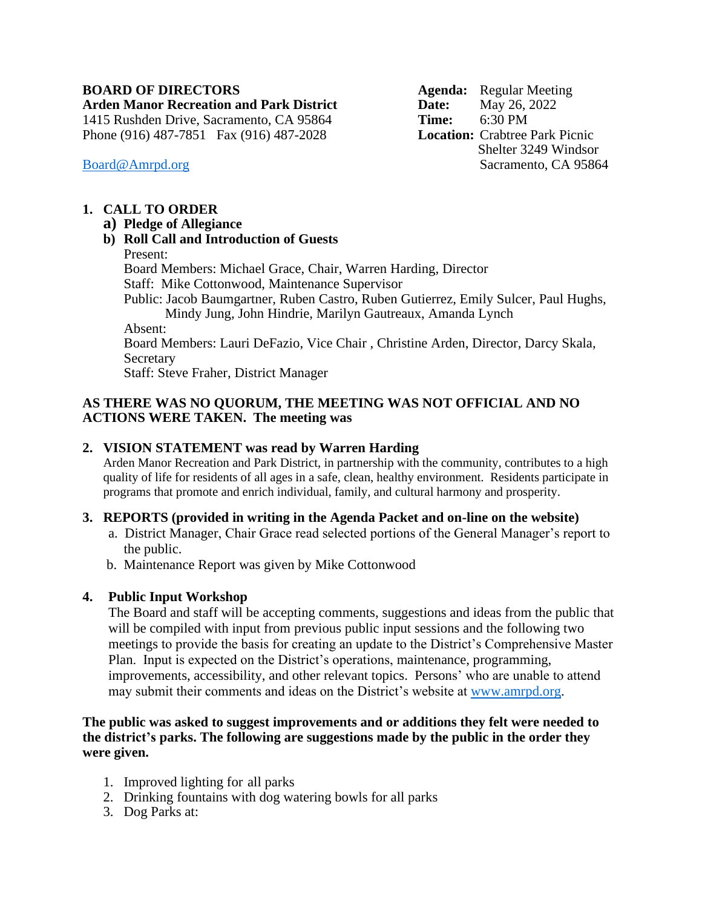**BOARD OF DIRECTORS**
**Arden Manor Recreation and Park District**
1415 Rushden Drive, Sacramento, CA 95864
Phone (916) 487-7851 Fax (916) 487-2028

Board@Amrpd.org

**Agenda:** Regular Meeting
**Date:** May 26, 2022
**Time:** 6:30 PM
**Location:** Crabtree Park Picnic Shelter 3249 Windsor Sacramento, CA 95864

1. **CALL TO ORDER**
   a) **Pledge of Allegiance**
   b) **Roll Call and Introduction of Guests**
      Present:
      Board Members: Michael Grace, Chair, Warren Harding, Director
      Staff: Mike Cottonwood, Maintenance Supervisor
      Public: Jacob Baumgartner, Ruben Castro, Ruben Gutierrez, Emily Sulcer, Paul Hughs, Mindy Jung, John Hindrie, Marilyn Gautreaux, Amanda Lynch
      Absent:
      Board Members: Lauri DeFazio, Vice Chair , Christine Arden, Director, Darcy Skala, Secretary
      Staff: Steve Fraher, District Manager

**AS THERE WAS NO QUORUM, THE MEETING WAS NOT OFFICIAL AND NO ACTIONS WERE TAKEN. The meeting was**

2. **VISION STATEMENT was read by Warren Harding**
   Arden Manor Recreation and Park District, in partnership with the community, contributes to a high quality of life for residents of all ages in a safe, clean, healthy environment. Residents participate in programs that promote and enrich individual, family, and cultural harmony and prosperity.

3. **REPORTS (provided in writing in the Agenda Packet and on-line on the website)**
   a. District Manager, Chair Grace read selected portions of the General Manager's report to the public.
   b. Maintenance Report was given by Mike Cottonwood

4. **Public Input Workshop**
   The Board and staff will be accepting comments, suggestions and ideas from the public that will be compiled with input from previous public input sessions and the following two meetings to provide the basis for creating an update to the District's Comprehensive Master Plan. Input is expected on the District's operations, maintenance, programming, improvements, accessibility, and other relevant topics. Persons' who are unable to attend may submit their comments and ideas on the District's website at www.amrpd.org.

**The public was asked to suggest improvements and or additions they felt were needed to the district's parks. The following are suggestions made by the public in the order they were given.**

1. Improved lighting for all parks
2. Drinking fountains with dog watering bowls for all parks
3. Dog Parks at: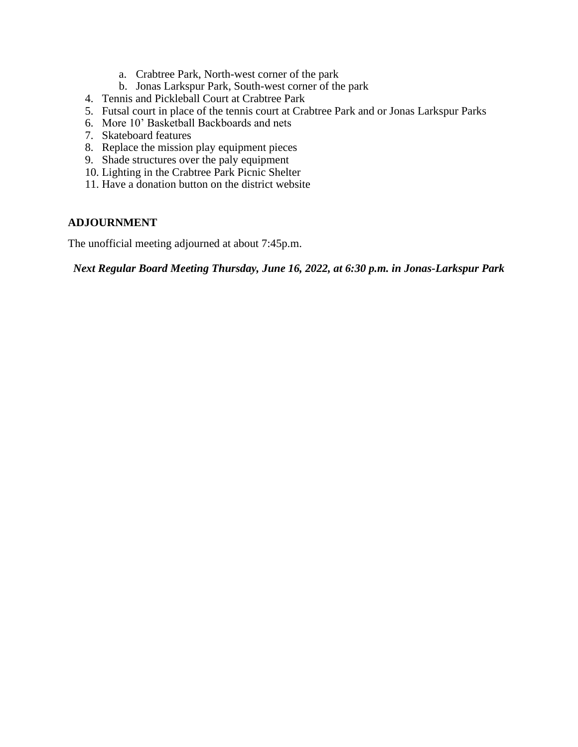a. Crabtree Park, North-west corner of the park
   b. Jonas Larkspur Park, South-west corner of the park

4. Tennis and Pickleball Court at Crabtree Park
5. Futsal court in place of the tennis court at Crabtree Park and or Jonas Larkspur Parks
6. More 10' Basketball Backboards and nets
7. Skateboard features
8. Replace the mission play equipment pieces
9. Shade structures over the paly equipment
10. Lighting in the Crabtree Park Picnic Shelter
11. Have a donation button on the district website

**ADJOURNMENT**

The unofficial meeting adjourned at about 7:45p.m.

***Next Regular Board Meeting Thursday, June 16, 2022, at 6:30 p.m. in Jonas-Larkspur Park***